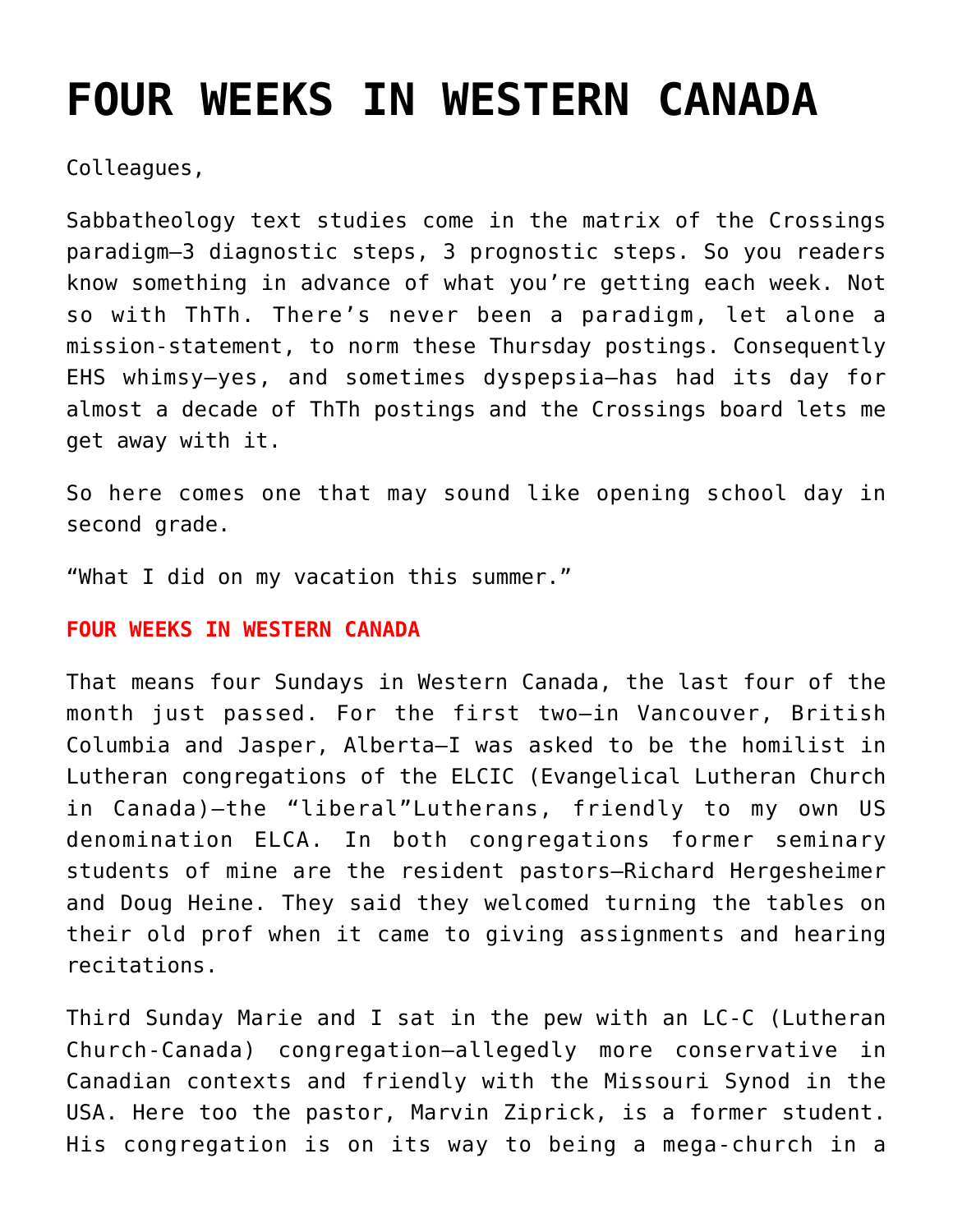# FOUR WEEKS IN WESTERN CANADA

Colleagues,

Sabbatheology text studies come in the matrix of the Crossings paradigm—3 diagnostic steps, 3 prognostic steps. So you readers know something in advance of what you're getting each week. Not so with ThTh. There's never been a paradigm, let alone a mission-statement, to norm these Thursday postings. Consequently EHS whimsy—yes, and sometimes dyspepsia—has had its day for almost a decade of ThTh postings and the Crossings board lets me get away with it.

So here comes one that may sound like opening school day in second grade.

"What I did on my vacation this summer."

**FOUR WEEKS IN WESTERN CANADA**

That means four Sundays in Western Canada, the last four of the month just passed. For the first two—in Vancouver, British Columbia and Jasper, Alberta—I was asked to be the homilist in Lutheran congregations of the ELCIC (Evangelical Lutheran Church in Canada)—the "liberal"Lutherans, friendly to my own US denomination ELCA. In both congregations former seminary students of mine are the resident pastors—Richard Hergesheimer and Doug Heine. They said they welcomed turning the tables on their old prof when it came to giving assignments and hearing recitations.

Third Sunday Marie and I sat in the pew with an LC-C (Lutheran Church-Canada) congregation—allegedly more conservative in Canadian contexts and friendly with the Missouri Synod in the USA. Here too the pastor, Marvin Ziprick, is a former student. His congregation is on its way to being a mega-church in a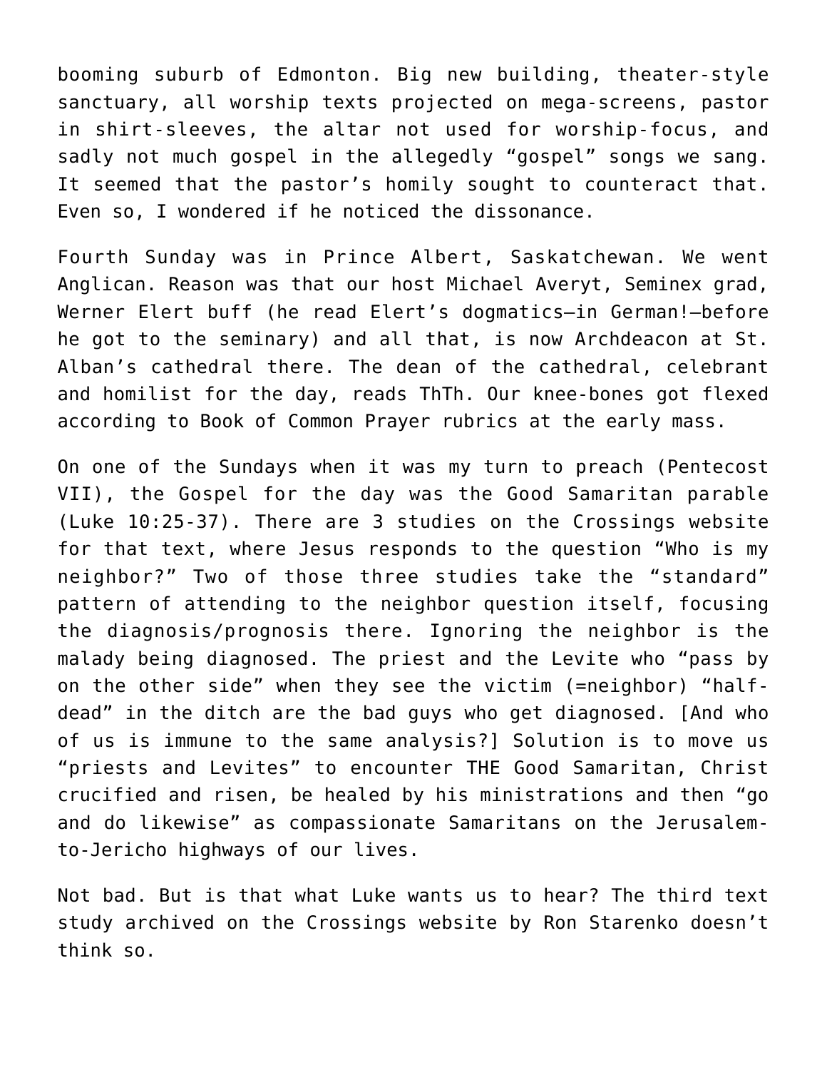booming suburb of Edmonton. Big new building, theater-style sanctuary, all worship texts projected on mega-screens, pastor in shirt-sleeves, the altar not used for worship-focus, and sadly not much gospel in the allegedly "gospel" songs we sang. It seemed that the pastor's homily sought to counteract that. Even so, I wondered if he noticed the dissonance.

Fourth Sunday was in Prince Albert, Saskatchewan. We went Anglican. Reason was that our host Michael Averyt, Seminex grad, Werner Elert buff (he read Elert's dogmatics—in German!—before he got to the seminary) and all that, is now Archdeacon at St. Alban's cathedral there. The dean of the cathedral, celebrant and homilist for the day, reads ThTh. Our knee-bones got flexed according to Book of Common Prayer rubrics at the early mass.

On one of the Sundays when it was my turn to preach (Pentecost VII), the Gospel for the day was the Good Samaritan parable (Luke 10:25-37). There are 3 studies on the Crossings website for that text, where Jesus responds to the question "Who is my neighbor?" Two of those three studies take the "standard" pattern of attending to the neighbor question itself, focusing the diagnosis/prognosis there. Ignoring the neighbor is the malady being diagnosed. The priest and the Levite who "pass by on the other side" when they see the victim (=neighbor) "half-dead" in the ditch are the bad guys who get diagnosed. [And who of us is immune to the same analysis?] Solution is to move us "priests and Levites" to encounter THE Good Samaritan, Christ crucified and risen, be healed by his ministrations and then "go and do likewise" as compassionate Samaritans on the Jerusalem-to-Jericho highways of our lives.

Not bad. But is that what Luke wants us to hear? The third text study archived on the Crossings website by Ron Starenko doesn't think so.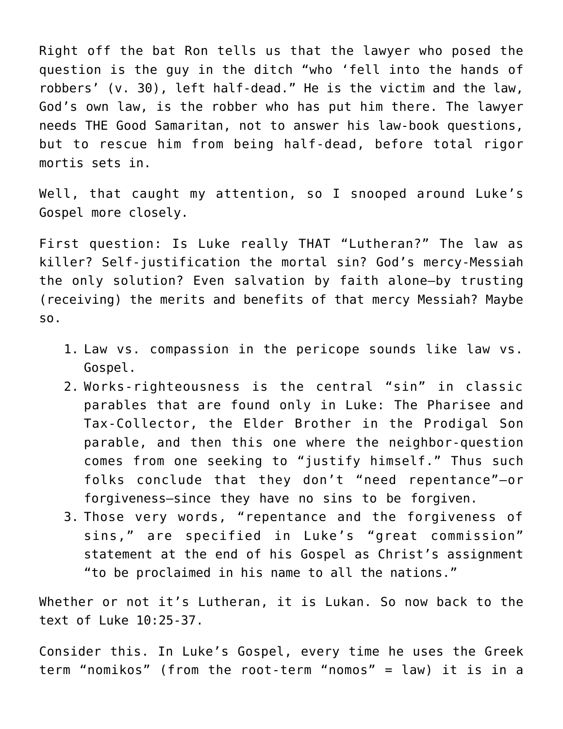Right off the bat Ron tells us that the lawyer who posed the question is the guy in the ditch "who 'fell into the hands of robbers' (v. 30), left half-dead." He is the victim and the law, God's own law, is the robber who has put him there. The lawyer needs THE Good Samaritan, not to answer his law-book questions, but to rescue him from being half-dead, before total rigor mortis sets in.

Well, that caught my attention, so I snooped around Luke's Gospel more closely.

First question: Is Luke really THAT "Lutheran?" The law as killer? Self-justification the mortal sin? God's mercy-Messiah the only solution? Even salvation by faith alone—by trusting (receiving) the merits and benefits of that mercy Messiah? Maybe so.

1. Law vs. compassion in the pericope sounds like law vs. Gospel.
2. Works-righteousness is the central "sin" in classic parables that are found only in Luke: The Pharisee and Tax-Collector, the Elder Brother in the Prodigal Son parable, and then this one where the neighbor-question comes from one seeking to "justify himself." Thus such folks conclude that they don't "need repentance"—or forgiveness—since they have no sins to be forgiven.
3. Those very words, "repentance and the forgiveness of sins," are specified in Luke's "great commission" statement at the end of his Gospel as Christ's assignment "to be proclaimed in his name to all the nations."

Whether or not it's Lutheran, it is Lukan. So now back to the text of Luke 10:25-37.

Consider this. In Luke's Gospel, every time he uses the Greek term "nomikos" (from the root-term "nomos" = law) it is in a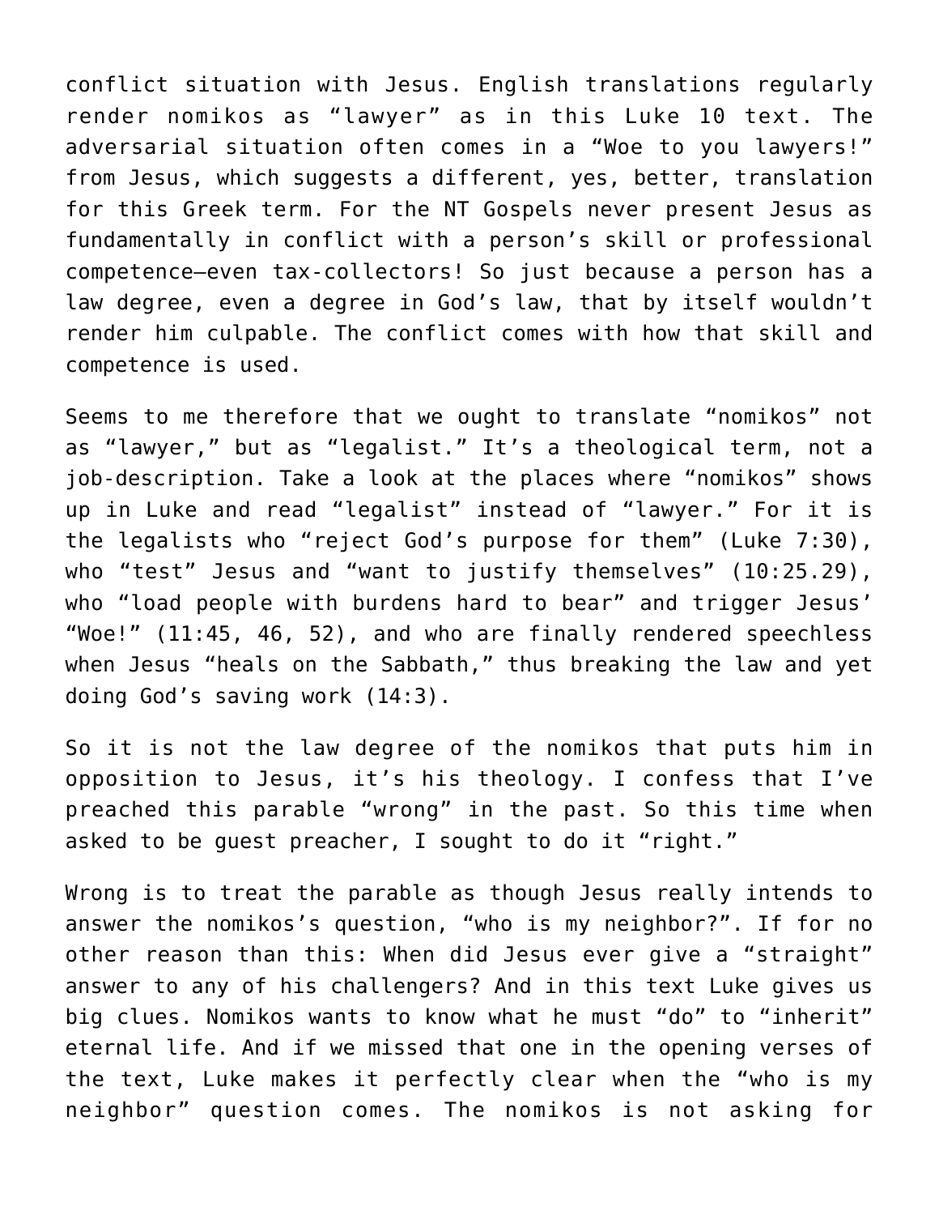conflict situation with Jesus. English translations regularly render nomikos as "lawyer" as in this Luke 10 text. The adversarial situation often comes in a "Woe to you lawyers!" from Jesus, which suggests a different, yes, better, translation for this Greek term. For the NT Gospels never present Jesus as fundamentally in conflict with a person's skill or professional competence—even tax-collectors! So just because a person has a law degree, even a degree in God's law, that by itself wouldn't render him culpable. The conflict comes with how that skill and competence is used.

Seems to me therefore that we ought to translate "nomikos" not as "lawyer," but as "legalist." It's a theological term, not a job-description. Take a look at the places where "nomikos" shows up in Luke and read "legalist" instead of "lawyer." For it is the legalists who "reject God's purpose for them" (Luke 7:30), who "test" Jesus and "want to justify themselves" (10:25.29), who "load people with burdens hard to bear" and trigger Jesus' "Woe!" (11:45, 46, 52), and who are finally rendered speechless when Jesus "heals on the Sabbath," thus breaking the law and yet doing God's saving work (14:3).

So it is not the law degree of the nomikos that puts him in opposition to Jesus, it's his theology. I confess that I've preached this parable "wrong" in the past. So this time when asked to be guest preacher, I sought to do it "right."

Wrong is to treat the parable as though Jesus really intends to answer the nomikos's question, "who is my neighbor?". If for no other reason than this: When did Jesus ever give a "straight" answer to any of his challengers? And in this text Luke gives us big clues. Nomikos wants to know what he must "do" to "inherit" eternal life. And if we missed that one in the opening verses of the text, Luke makes it perfectly clear when the "who is my neighbor" question comes. The nomikos is not asking for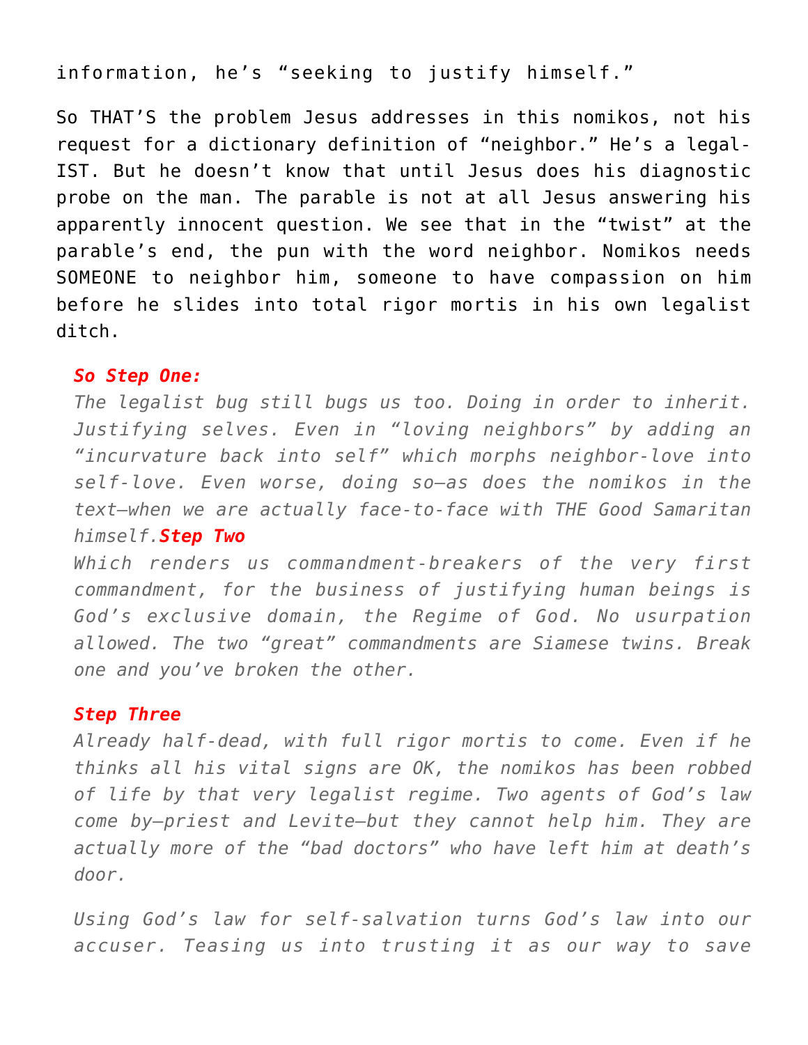information, he's "seeking to justify himself."

So THAT'S the problem Jesus addresses in this nomikos, not his request for a dictionary definition of "neighbor." He's a legal-IST. But he doesn't know that until Jesus does his diagnostic probe on the man. The parable is not at all Jesus answering his apparently innocent question. We see that in the "twist" at the parable's end, the pun with the word neighbor. Nomikos needs SOMEONE to neighbor him, someone to have compassion on him before he slides into total rigor mortis in his own legalist ditch.

***So Step One:***

*The legalist bug still bugs us too. Doing in order to inherit. Justifying selves. Even in "loving neighbors" by adding an "incurvature back into self" which morphs neighbor-love into self-love. Even worse, doing so—as does the nomikos in the text—when we are actually face-to-face with THE Good Samaritan himself.* ***Step Two***

*Which renders us commandment-breakers of the very first commandment, for the business of justifying human beings is God's exclusive domain, the Regime of God. No usurpation allowed. The two "great" commandments are Siamese twins. Break one and you've broken the other.*

***Step Three***

*Already half-dead, with full rigor mortis to come. Even if he thinks all his vital signs are OK, the nomikos has been robbed of life by that very legalist regime. Two agents of God's law come by—priest and Levite—but they cannot help him. They are actually more of the "bad doctors" who have left him at death's door.*

*Using God's law for self-salvation turns God's law into our accuser. Teasing us into trusting it as our way to save*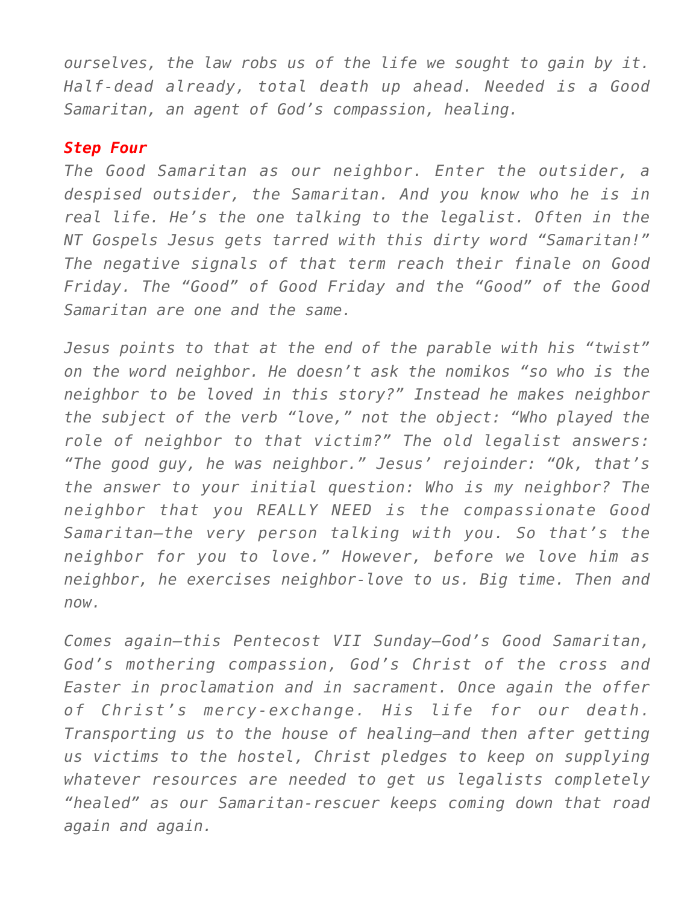*ourselves, the law robs us of the life we sought to gain by it. Half-dead already, total death up ahead. Needed is a Good Samaritan, an agent of God's compassion, healing.*

***Step Four***

*The Good Samaritan as our neighbor. Enter the outsider, a despised outsider, the Samaritan. And you know who he is in real life. He's the one talking to the legalist. Often in the NT Gospels Jesus gets tarred with this dirty word "Samaritan!" The negative signals of that term reach their finale on Good Friday. The "Good" of Good Friday and the "Good" of the Good Samaritan are one and the same.*

*Jesus points to that at the end of the parable with his "twist" on the word neighbor. He doesn't ask the nomikos "so who is the neighbor to be loved in this story?" Instead he makes neighbor the subject of the verb "love," not the object: "Who played the role of neighbor to that victim?" The old legalist answers: "The good guy, he was neighbor." Jesus' rejoinder: "Ok, that's the answer to your initial question: Who is my neighbor? The neighbor that you REALLY NEED is the compassionate Good Samaritan—the very person talking with you. So that's the neighbor for you to love." However, before we love him as neighbor, he exercises neighbor-love to us. Big time. Then and now.*

*Comes again—this Pentecost VII Sunday—God's Good Samaritan, God's mothering compassion, God's Christ of the cross and Easter in proclamation and in sacrament. Once again the offer of Christ's mercy-exchange. His life for our death. Transporting us to the house of healing—and then after getting us victims to the hostel, Christ pledges to keep on supplying whatever resources are needed to get us legalists completely "healed" as our Samaritan-rescuer keeps coming down that road again and again.*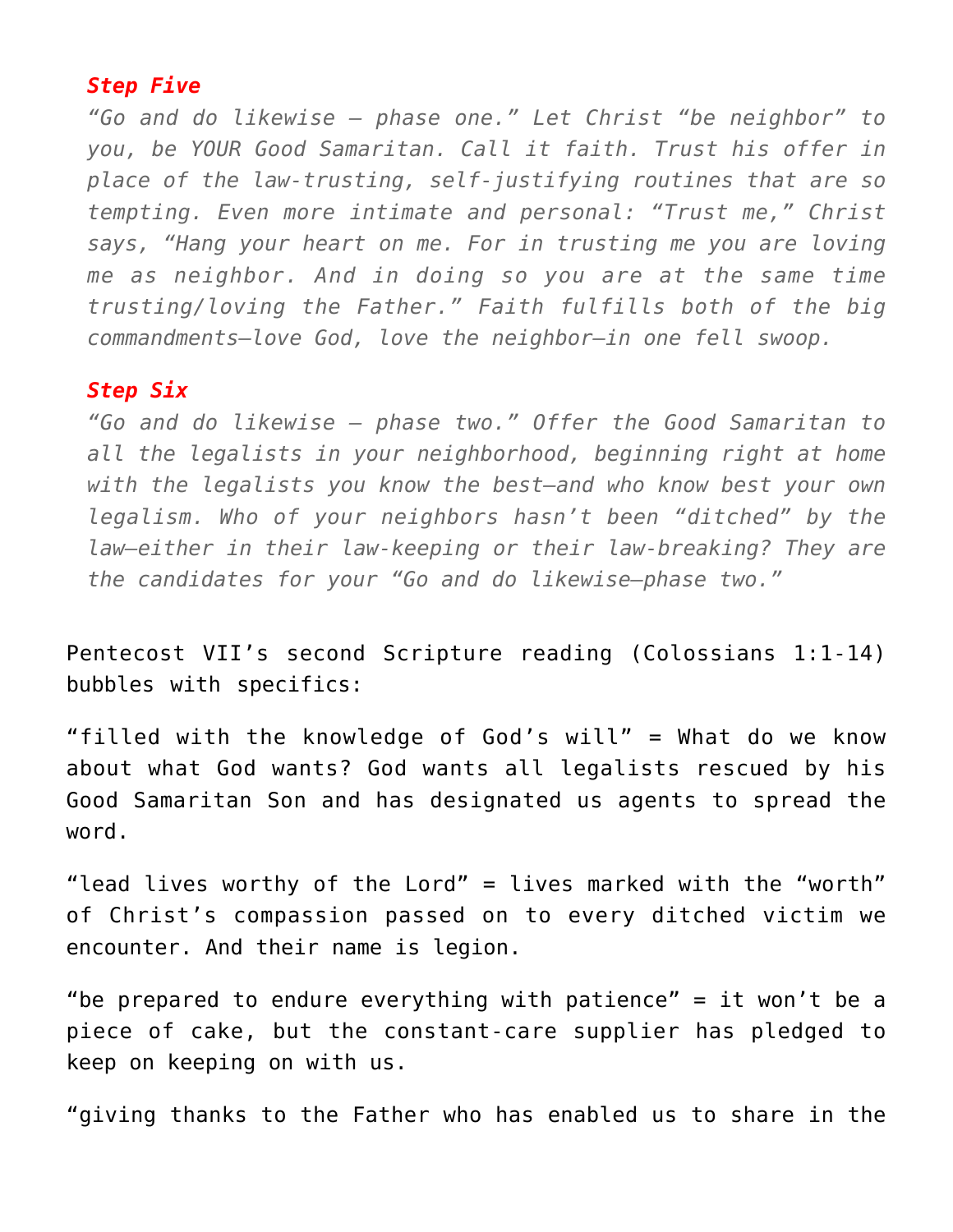***Step Five***

*"Go and do likewise — phase one." Let Christ "be neighbor" to you, be YOUR Good Samaritan. Call it faith. Trust his offer in place of the law-trusting, self-justifying routines that are so tempting. Even more intimate and personal: "Trust me," Christ says, "Hang your heart on me. For in trusting me you are loving me as neighbor. And in doing so you are at the same time trusting/loving the Father." Faith fulfills both of the big commandments—love God, love the neighbor—in one fell swoop.*

***Step Six***

*"Go and do likewise — phase two." Offer the Good Samaritan to all the legalists in your neighborhood, beginning right at home with the legalists you know the best—and who know best your own legalism. Who of your neighbors hasn't been "ditched" by the law—either in their law-keeping or their law-breaking? They are the candidates for your "Go and do likewise—phase two."*

Pentecost VII's second Scripture reading (Colossians 1:1-14) bubbles with specifics:

"filled with the knowledge of God's will" = What do we know about what God wants? God wants all legalists rescued by his Good Samaritan Son and has designated us agents to spread the word.

"lead lives worthy of the Lord" = lives marked with the "worth" of Christ's compassion passed on to every ditched victim we encounter. And their name is legion.

"be prepared to endure everything with patience" = it won't be a piece of cake, but the constant-care supplier has pledged to keep on keeping on with us.

"giving thanks to the Father who has enabled us to share in the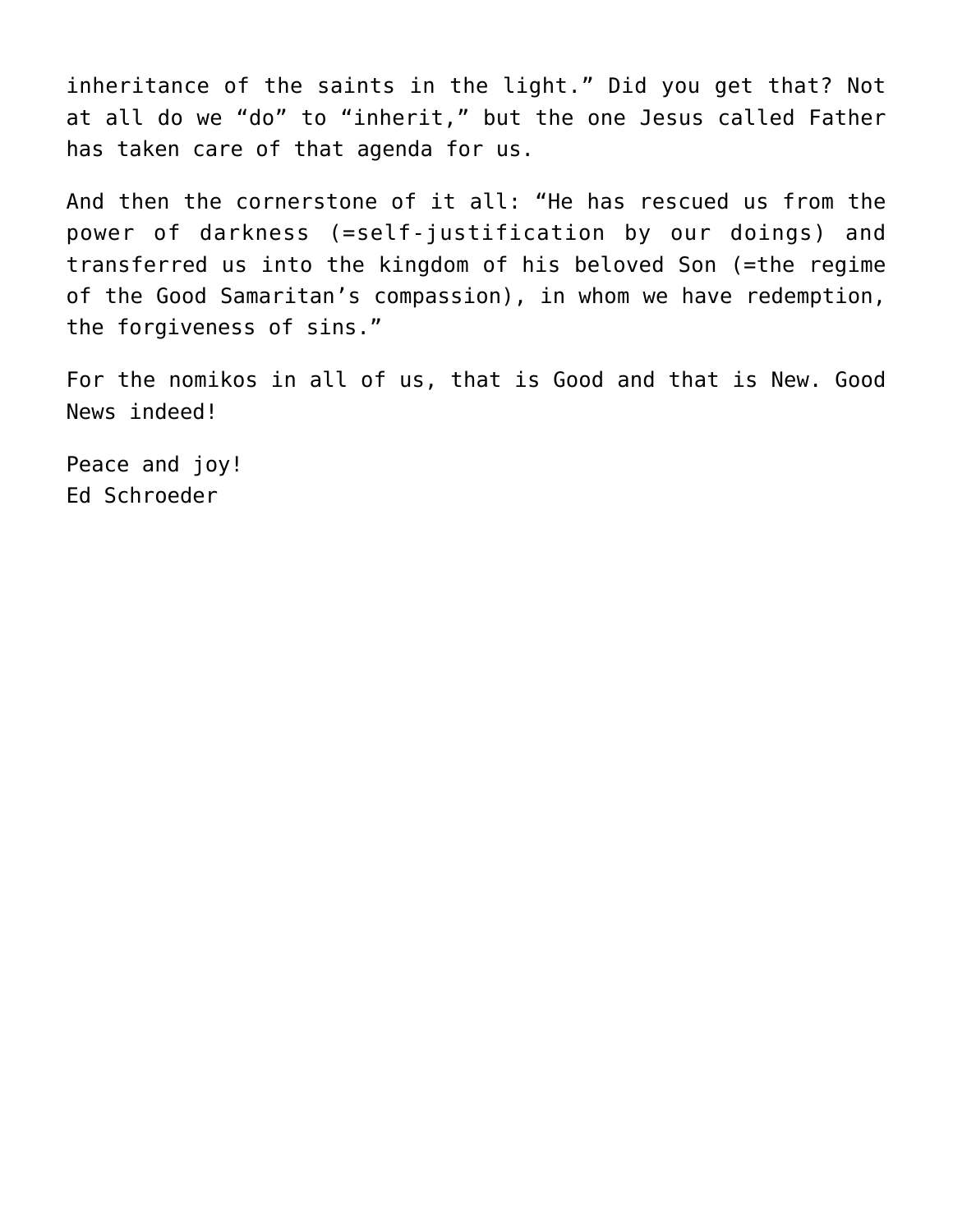inheritance of the saints in the light." Did you get that? Not at all do we "do" to "inherit," but the one Jesus called Father has taken care of that agenda for us.

And then the cornerstone of it all: "He has rescued us from the power of darkness (=self-justification by our doings) and transferred us into the kingdom of his beloved Son (=the regime of the Good Samaritan's compassion), in whom we have redemption, the forgiveness of sins."

For the nomikos in all of us, that is Good and that is New. Good News indeed!

Peace and joy!
Ed Schroeder